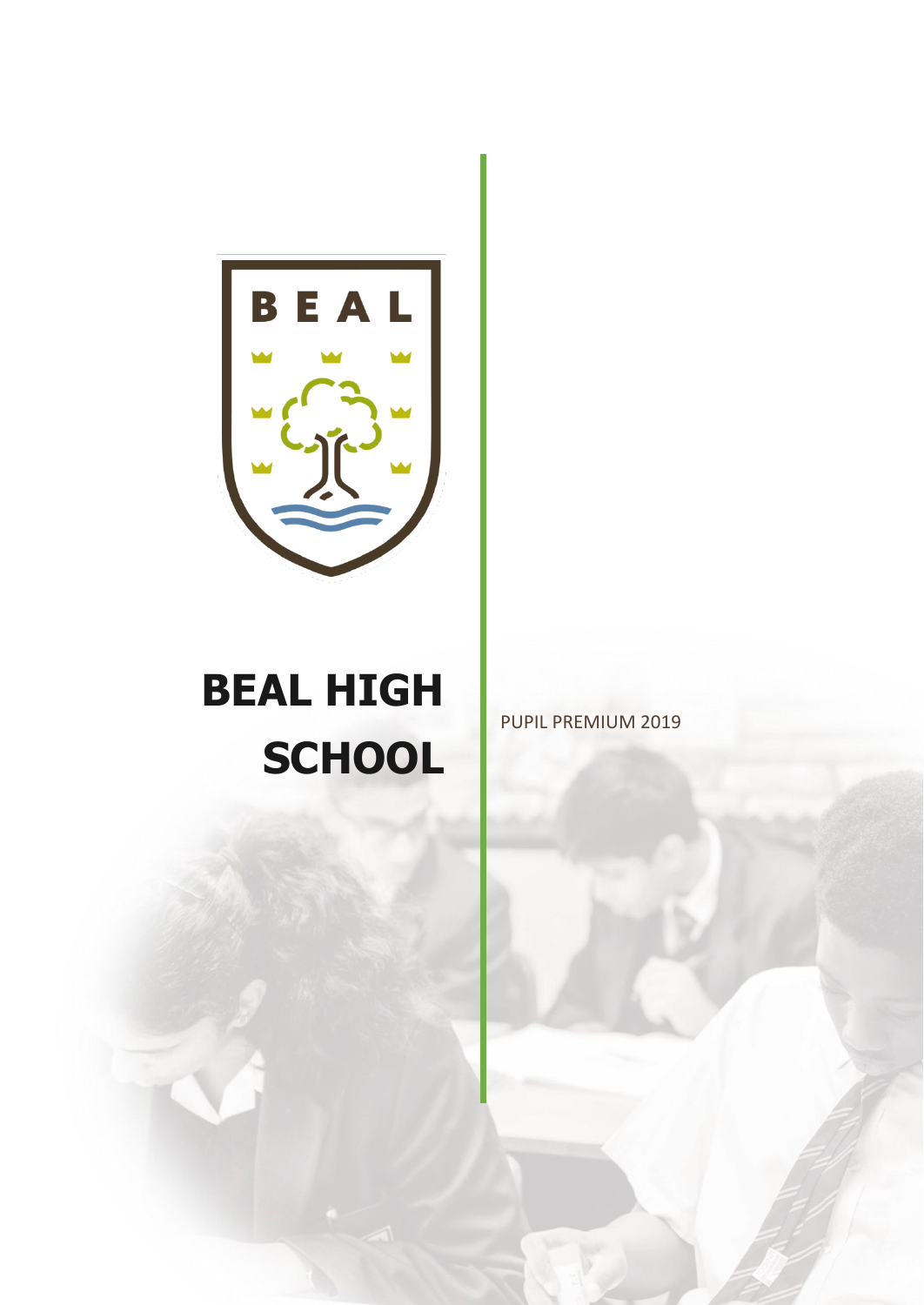# BEAL HIGH SCHOOL

PUPIL PREMIUM 2019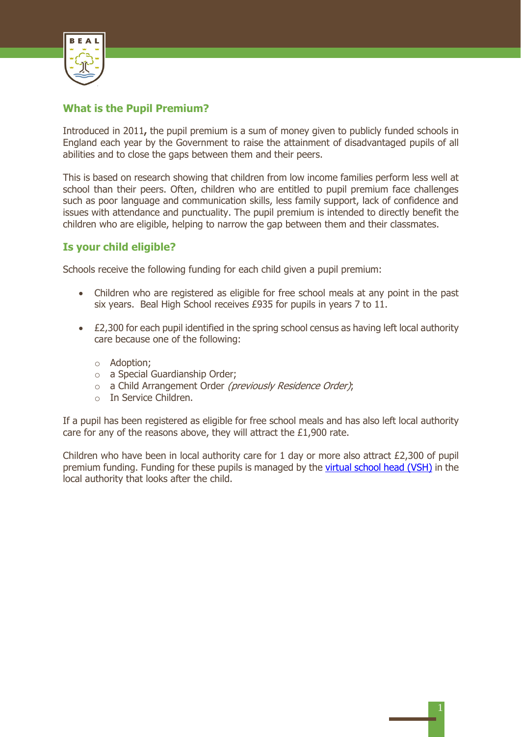## What is the Pupil Premium?

Introduced in 2011**,** the pupil premium is a sum of money given to publicly funded schools in England each year by the Government to raise the attainment of disadvantaged pupils of all abilities and to close the gaps between them and their peers.

This is based on research showing that children from low income families perform less well at school than their peers. Often, children who are entitled to pupil premium face challenges such as poor language and communication skills, less family support, lack of confidence and issues with attendance and punctuality. The pupil premium is intended to directly benefit the children who are eligible, helping to narrow the gap between them and their classmates.

## Is your child eligible?

Schools receive the following funding for each child given a pupil premium:

- Children who are registered as eligible for free school meals at any point in the past six years. Beal High School receives £935 for pupils in years 7 to 11.
- £2,300 for each pupil identified in the spring school census as having left local authority care because one of the following:
    - Adoption;
    - a Special Guardianship Order;
    - a Child Arrangement Order *(previously Residence Order)*;
    - In Service Children.

If a pupil has been registered as eligible for free school meals and has also left local authority care for any of the reasons above, they will attract the £1,900 rate.

Children who have been in local authority care for 1 day or more also attract £2,300 of pupil premium funding. Funding for these pupils is managed by the virtual school head (VSH) in the local authority that looks after the child.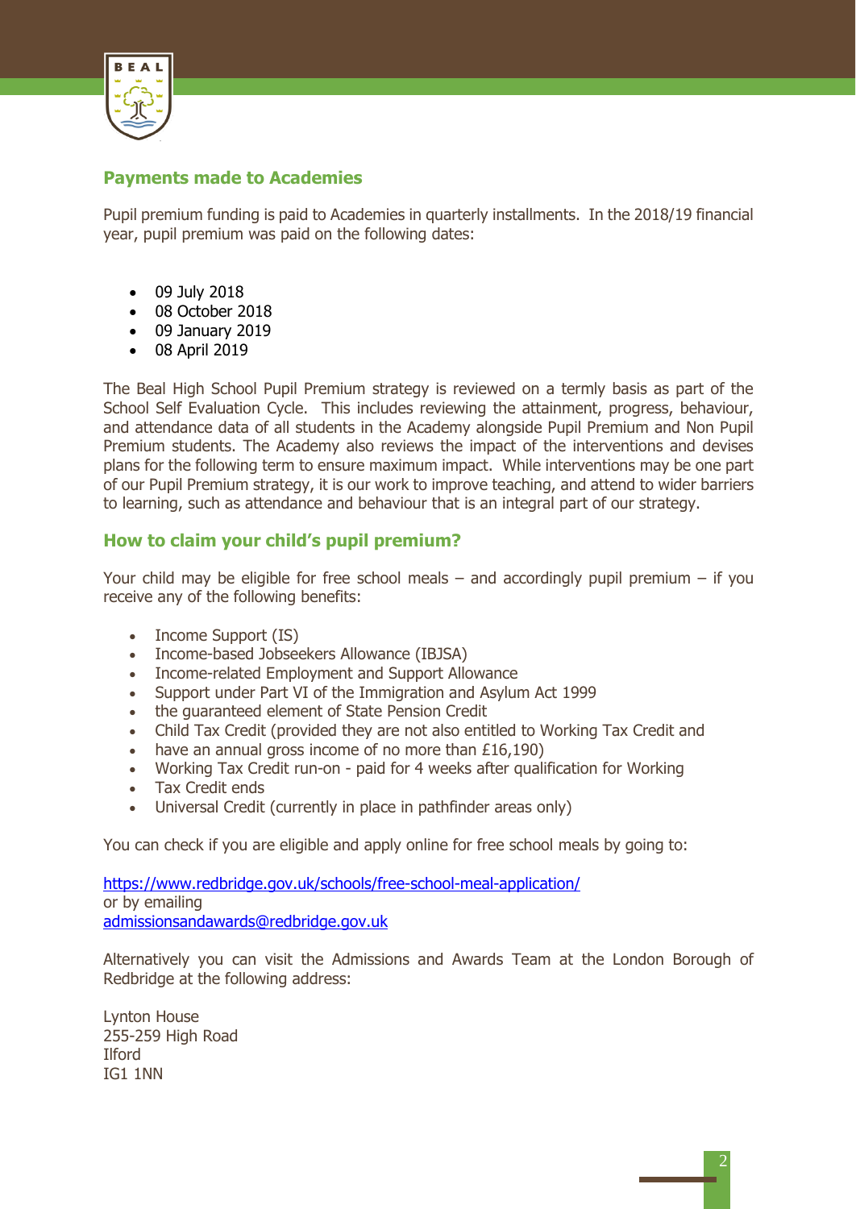## Payments made to Academies

Pupil premium funding is paid to Academies in quarterly installments. In the 2018/19 financial year, pupil premium was paid on the following dates:

- 09 July 2018
- 08 October 2018
- 09 January 2019
- 08 April 2019

The Beal High School Pupil Premium strategy is reviewed on a termly basis as part of the School Self Evaluation Cycle. This includes reviewing the attainment, progress, behaviour, and attendance data of all students in the Academy alongside Pupil Premium and Non Pupil Premium students. The Academy also reviews the impact of the interventions and devises plans for the following term to ensure maximum impact. While interventions may be one part of our Pupil Premium strategy, it is our work to improve teaching, and attend to wider barriers to learning, such as attendance and behaviour that is an integral part of our strategy.

## How to claim your child's pupil premium?

Your child may be eligible for free school meals – and accordingly pupil premium – if you receive any of the following benefits:

- Income Support (IS)
- Income-based Jobseekers Allowance (IBJSA)
- Income-related Employment and Support Allowance
- Support under Part VI of the Immigration and Asylum Act 1999
- the guaranteed element of State Pension Credit
- Child Tax Credit (provided they are not also entitled to Working Tax Credit and
- have an annual gross income of no more than £16,190)
- Working Tax Credit run-on - paid for 4 weeks after qualification for Working
- Tax Credit ends
- Universal Credit (currently in place in pathfinder areas only)

You can check if you are eligible and apply online for free school meals by going to:

https://www.redbridge.gov.uk/schools/free-school-meal-application/
or by emailing
admissionsandawards@redbridge.gov.uk

Alternatively you can visit the Admissions and Awards Team at the London Borough of Redbridge at the following address:

Lynton House
255-259 High Road
Ilford
IG1 1NN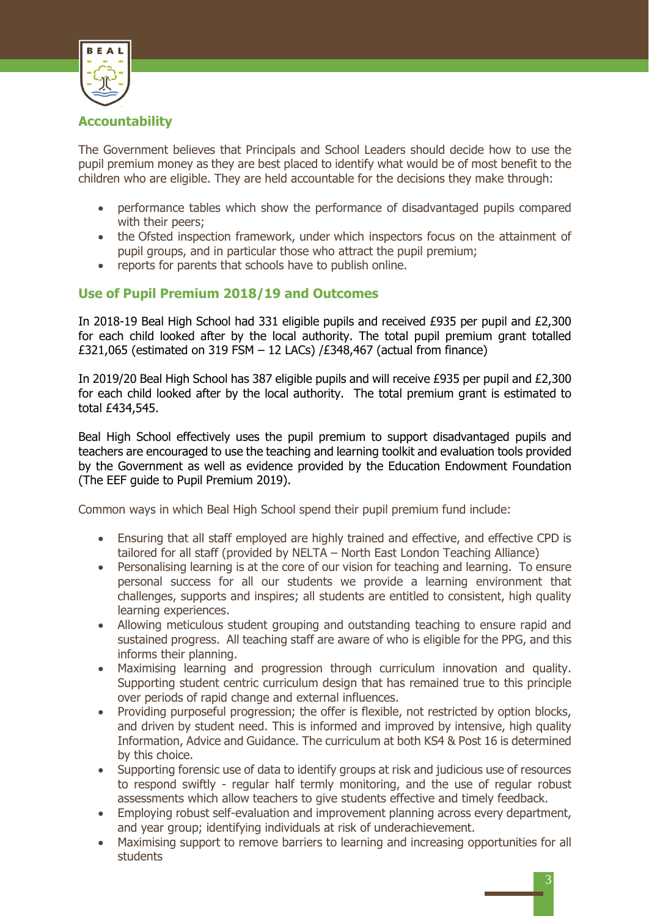## Accountability

The Government believes that Principals and School Leaders should decide how to use the pupil premium money as they are best placed to identify what would be of most benefit to the children who are eligible. They are held accountable for the decisions they make through:

- performance tables which show the performance of disadvantaged pupils compared with their peers;
- the Ofsted inspection framework, under which inspectors focus on the attainment of pupil groups, and in particular those who attract the pupil premium;
- reports for parents that schools have to publish online.

## Use of Pupil Premium 2018/19 and Outcomes

In 2018-19 Beal High School had 331 eligible pupils and received £935 per pupil and £2,300 for each child looked after by the local authority. The total pupil premium grant totalled £321,065 (estimated on 319 FSM – 12 LACs) /£348,467 (actual from finance)

In 2019/20 Beal High School has 387 eligible pupils and will receive £935 per pupil and £2,300 for each child looked after by the local authority. The total premium grant is estimated to total £434,545.

Beal High School effectively uses the pupil premium to support disadvantaged pupils and teachers are encouraged to use the teaching and learning toolkit and evaluation tools provided by the Government as well as evidence provided by the Education Endowment Foundation (The EEF guide to Pupil Premium 2019).

Common ways in which Beal High School spend their pupil premium fund include:

- Ensuring that all staff employed are highly trained and effective, and effective CPD is tailored for all staff (provided by NELTA – North East London Teaching Alliance)
- Personalising learning is at the core of our vision for teaching and learning. To ensure personal success for all our students we provide a learning environment that challenges, supports and inspires; all students are entitled to consistent, high quality learning experiences.
- Allowing meticulous student grouping and outstanding teaching to ensure rapid and sustained progress. All teaching staff are aware of who is eligible for the PPG, and this informs their planning.
- Maximising learning and progression through curriculum innovation and quality. Supporting student centric curriculum design that has remained true to this principle over periods of rapid change and external influences.
- Providing purposeful progression; the offer is flexible, not restricted by option blocks, and driven by student need. This is informed and improved by intensive, high quality Information, Advice and Guidance. The curriculum at both KS4 & Post 16 is determined by this choice.
- Supporting forensic use of data to identify groups at risk and judicious use of resources to respond swiftly - regular half termly monitoring, and the use of regular robust assessments which allow teachers to give students effective and timely feedback.
- Employing robust self-evaluation and improvement planning across every department, and year group; identifying individuals at risk of underachievement.
- Maximising support to remove barriers to learning and increasing opportunities for all students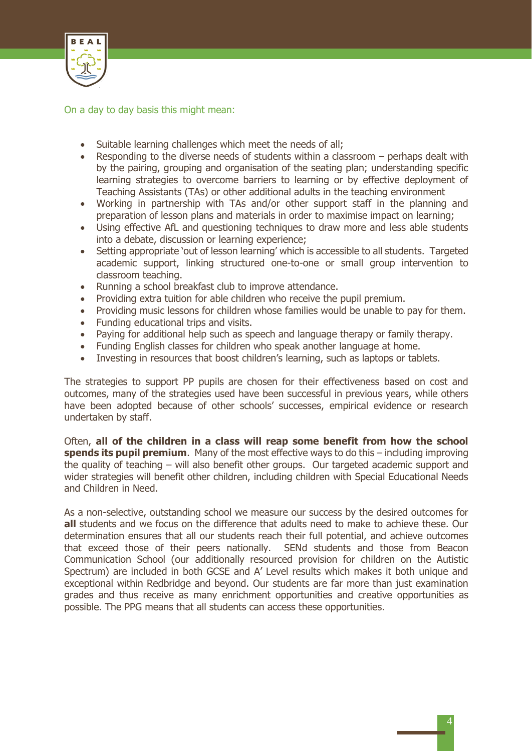On a day to day basis this might mean:

- Suitable learning challenges which meet the needs of all;
- Responding to the diverse needs of students within a classroom – perhaps dealt with by the pairing, grouping and organisation of the seating plan; understanding specific learning strategies to overcome barriers to learning or by effective deployment of Teaching Assistants (TAs) or other additional adults in the teaching environment
- Working in partnership with TAs and/or other support staff in the planning and preparation of lesson plans and materials in order to maximise impact on learning;
- Using effective AfL and questioning techniques to draw more and less able students into a debate, discussion or learning experience;
- Setting appropriate 'out of lesson learning' which is accessible to all students. Targeted academic support, linking structured one-to-one or small group intervention to classroom teaching.
- Running a school breakfast club to improve attendance.
- Providing extra tuition for able children who receive the pupil premium.
- Providing music lessons for children whose families would be unable to pay for them.
- Funding educational trips and visits.
- Paying for additional help such as speech and language therapy or family therapy.
- Funding English classes for children who speak another language at home.
- Investing in resources that boost children's learning, such as laptops or tablets.

The strategies to support PP pupils are chosen for their effectiveness based on cost and outcomes, many of the strategies used have been successful in previous years, while others have been adopted because of other schools' successes, empirical evidence or research undertaken by staff.

Often, **all of the children in a class will reap some benefit from how the school spends its pupil premium**. Many of the most effective ways to do this – including improving the quality of teaching – will also benefit other groups. Our targeted academic support and wider strategies will benefit other children, including children with Special Educational Needs and Children in Need.

As a non-selective, outstanding school we measure our success by the desired outcomes for **all** students and we focus on the difference that adults need to make to achieve these. Our determination ensures that all our students reach their full potential, and achieve outcomes that exceed those of their peers nationally. SENd students and those from Beacon Communication School (our additionally resourced provision for children on the Autistic Spectrum) are included in both GCSE and A' Level results which makes it both unique and exceptional within Redbridge and beyond. Our students are far more than just examination grades and thus receive as many enrichment opportunities and creative opportunities as possible. The PPG means that all students can access these opportunities.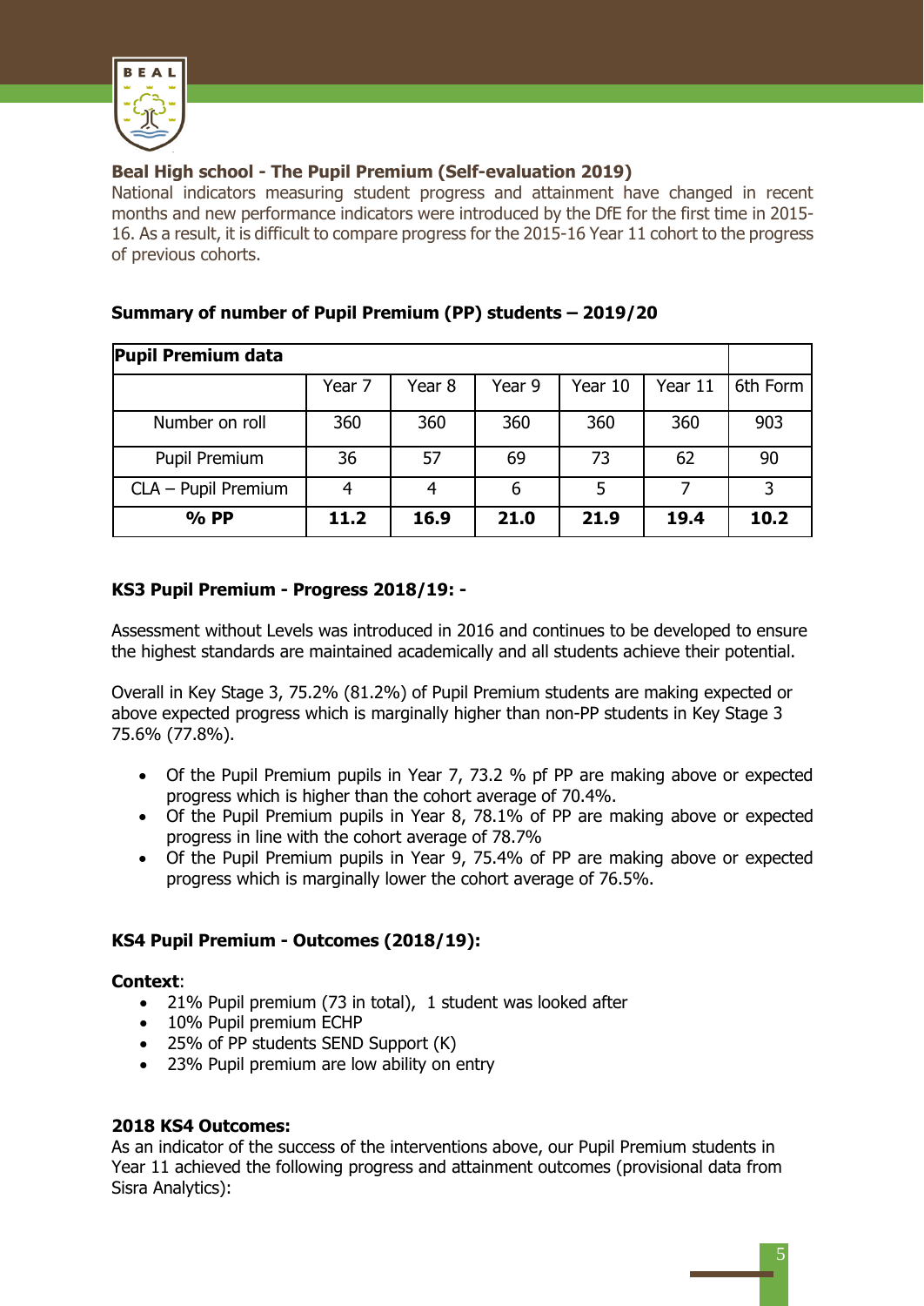## Beal High school - The Pupil Premium (Self-evaluation 2019)

National indicators measuring student progress and attainment have changed in recent months and new performance indicators were introduced by the DfE for the first time in 2015-16. As a result, it is difficult to compare progress for the 2015-16 Year 11 cohort to the progress of previous cohorts.

### Summary of number of Pupil Premium (PP) students – 2019/20

| **Pupil Premium data** | | | | | | |
|---|---|---|---|---|---|---|
| | Year 7 | Year 8 | Year 9 | Year 10 | Year 11 | 6th Form |
| Number on roll | 360 | 360 | 360 | 360 | 360 | 903 |
| Pupil Premium | 36 | 57 | 69 | 73 | 62 | 90 |
| CLA – Pupil Premium | 4 | 4 | 6 | 5 | 7 | 3 |
| **% PP** | **11.2** | **16.9** | **21.0** | **21.9** | **19.4** | **10.2** |

### KS3 Pupil Premium - Progress 2018/19: -

Assessment without Levels was introduced in 2016 and continues to be developed to ensure the highest standards are maintained academically and all students achieve their potential.

Overall in Key Stage 3, 75.2% (81.2%) of Pupil Premium students are making expected or above expected progress which is marginally higher than non-PP students in Key Stage 3 75.6% (77.8%).

- Of the Pupil Premium pupils in Year 7, 73.2 % pf PP are making above or expected progress which is higher than the cohort average of 70.4%.
- Of the Pupil Premium pupils in Year 8, 78.1% of PP are making above or expected progress in line with the cohort average of 78.7%
- Of the Pupil Premium pupils in Year 9, 75.4% of PP are making above or expected progress which is marginally lower the cohort average of 76.5%.

### KS4 Pupil Premium - Outcomes (2018/19):

**Context**:

- 21% Pupil premium (73 in total), 1 student was looked after
- 10% Pupil premium ECHP
- 25% of PP students SEND Support (K)
- 23% Pupil premium are low ability on entry

**2018 KS4 Outcomes:**

As an indicator of the success of the interventions above, our Pupil Premium students in Year 11 achieved the following progress and attainment outcomes (provisional data from Sisra Analytics):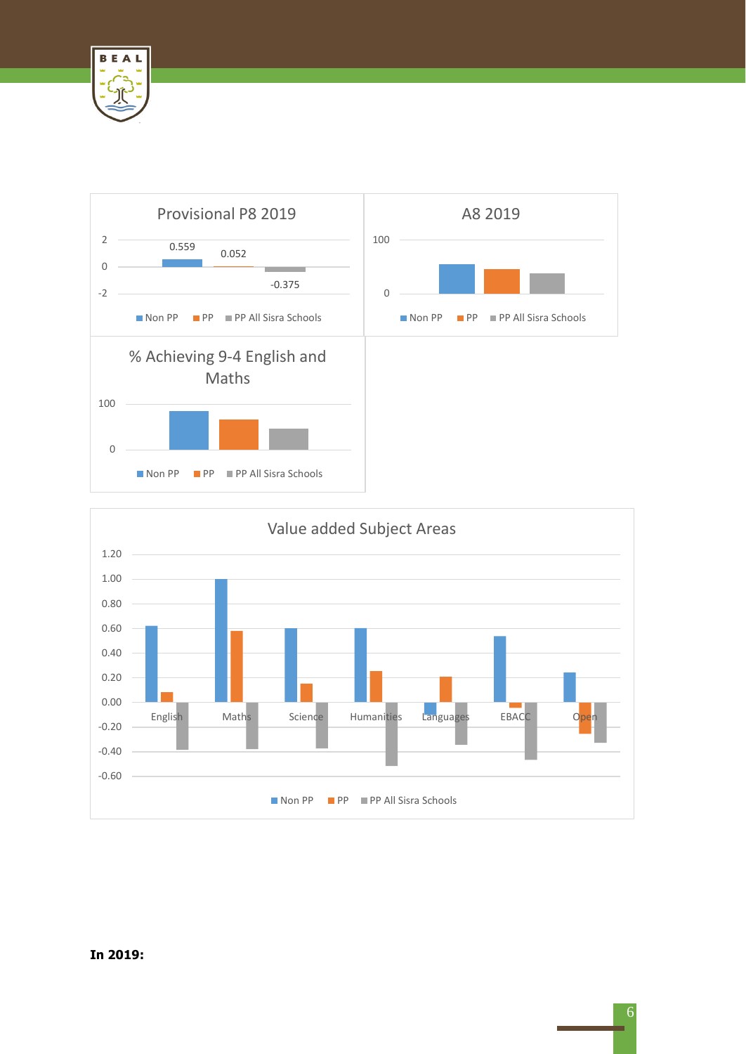Provisional P8 2019

| | Non PP | PP | PP All Sisra Schools |
|---|---|---|---|
| P8 | 0.559 | 0.052 | -0.375 |

A8 2019

% Achieving 9-4 English and Maths

Value added Subject Areas

**In 2019:**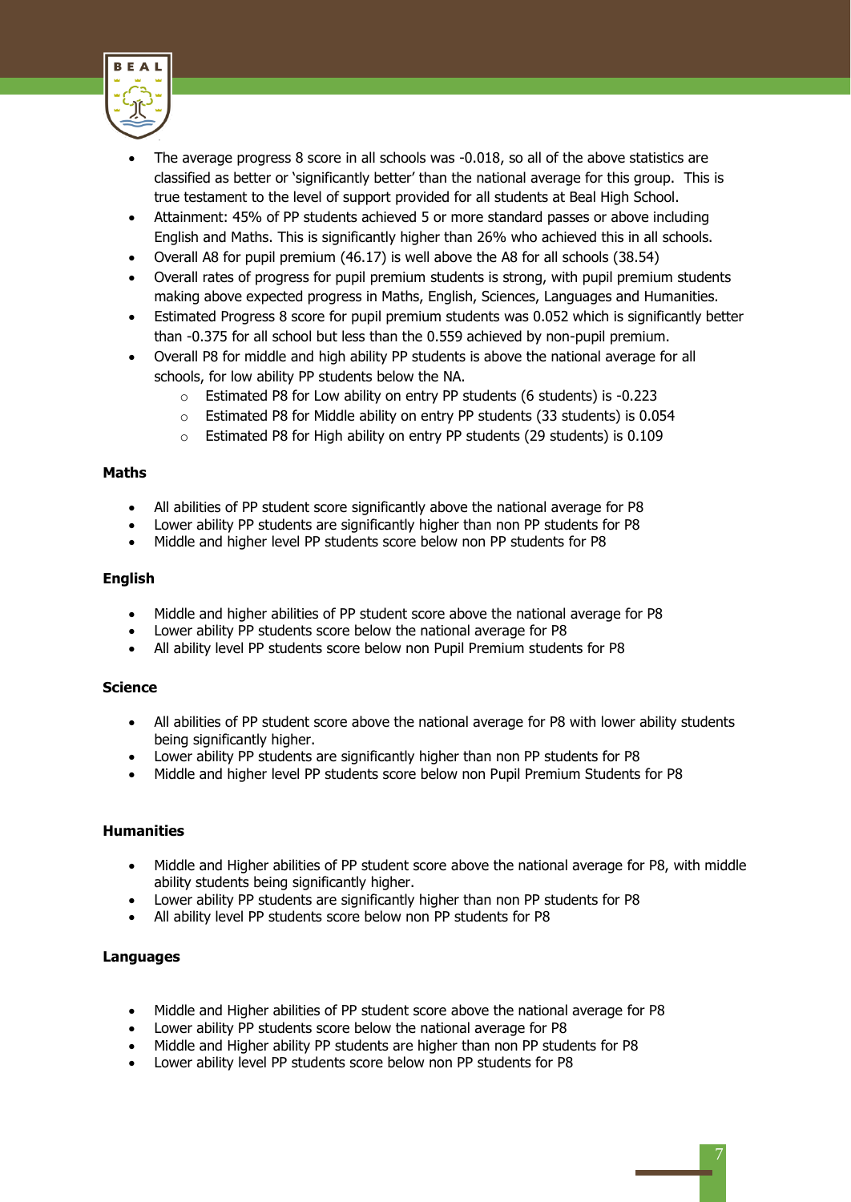- The average progress 8 score in all schools was -0.018, so all of the above statistics are classified as better or 'significantly better' than the national average for this group. This is true testament to the level of support provided for all students at Beal High School.
- Attainment: 45% of PP students achieved 5 or more standard passes or above including English and Maths. This is significantly higher than 26% who achieved this in all schools.
- Overall A8 for pupil premium (46.17) is well above the A8 for all schools (38.54)
- Overall rates of progress for pupil premium students is strong, with pupil premium students making above expected progress in Maths, English, Sciences, Languages and Humanities.
- Estimated Progress 8 score for pupil premium students was 0.052 which is significantly better than -0.375 for all school but less than the 0.559 achieved by non-pupil premium.
- Overall P8 for middle and high ability PP students is above the national average for all schools, for low ability PP students below the NA.
    - Estimated P8 for Low ability on entry PP students (6 students) is -0.223
    - Estimated P8 for Middle ability on entry PP students (33 students) is 0.054
    - Estimated P8 for High ability on entry PP students (29 students) is 0.109

**Maths**

- All abilities of PP student score significantly above the national average for P8
- Lower ability PP students are significantly higher than non PP students for P8
- Middle and higher level PP students score below non PP students for P8

**English**

- Middle and higher abilities of PP student score above the national average for P8
- Lower ability PP students score below the national average for P8
- All ability level PP students score below non Pupil Premium students for P8

**Science**

- All abilities of PP student score above the national average for P8 with lower ability students being significantly higher.
- Lower ability PP students are significantly higher than non PP students for P8
- Middle and higher level PP students score below non Pupil Premium Students for P8

**Humanities**

- Middle and Higher abilities of PP student score above the national average for P8, with middle ability students being significantly higher.
- Lower ability PP students are significantly higher than non PP students for P8
- All ability level PP students score below non PP students for P8

**Languages**

- Middle and Higher abilities of PP student score above the national average for P8
- Lower ability PP students score below the national average for P8
- Middle and Higher ability PP students are higher than non PP students for P8
- Lower ability level PP students score below non PP students for P8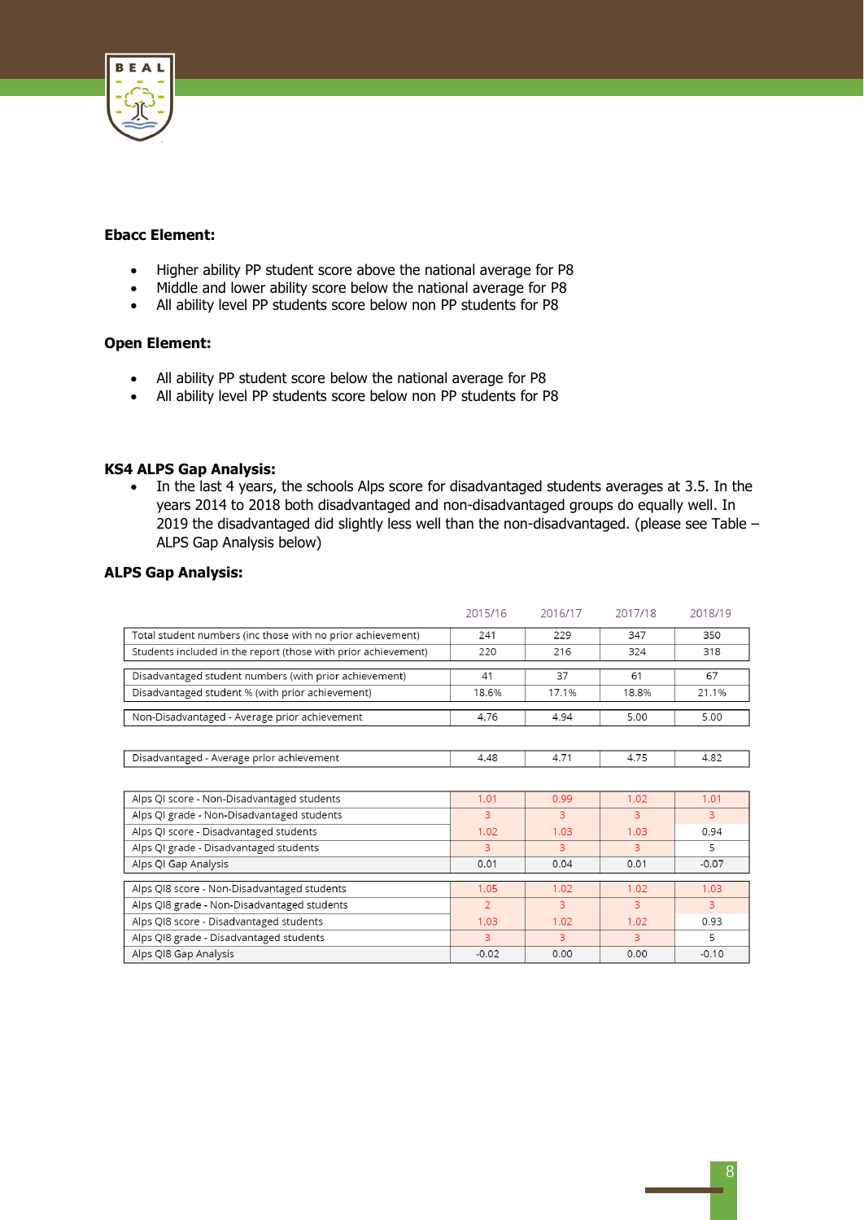**Ebacc Element:**

- Higher ability PP student score above the national average for P8
- Middle and lower ability score below the national average for P8
- All ability level PP students score below non PP students for P8

**Open Element:**

- All ability PP student score below the national average for P8
- All ability level PP students score below non PP students for P8

**KS4 ALPS Gap Analysis:**

- In the last 4 years, the schools Alps score for disadvantaged students averages at 3.5. In the years 2014 to 2018 both disadvantaged and non-disadvantaged groups do equally well. In 2019 the disadvantaged did slightly less well than the non-disadvantaged. (please see Table – ALPS Gap Analysis below)

**ALPS Gap Analysis:**

| | 2015/16 | 2016/17 | 2017/18 | 2018/19 |
|---|---|---|---|---|
| Total student numbers (inc those with no prior achievement) | 241 | 229 | 347 | 350 |
| Students included in the report (those with prior achievement) | 220 | 216 | 324 | 318 |
| Disadvantaged student numbers (with prior achievement) | 41 | 37 | 61 | 67 |
| Disadvantaged student % (with prior achievement) | 18.6% | 17.1% | 18.8% | 21.1% |
| Non-Disadvantaged - Average prior achievement | 4.76 | 4.94 | 5.00 | 5.00 |
| Disadvantaged - Average prior achievement | 4.48 | 4.71 | 4.75 | 4.82 |
| Alps QI score - Non-Disadvantaged students | 1.01 | 0.99 | 1.02 | 1.01 |
| Alps QI grade - Non-Disadvantaged students | 3 | 3 | 3 | 3 |
| Alps QI score - Disadvantaged students | 1.02 | 1.03 | 1.03 | 0.94 |
| Alps QI grade - Disadvantaged students | 3 | 3 | 3 | 5 |
| Alps QI Gap Analysis | 0.01 | 0.04 | 0.01 | -0.07 |
| Alps QI8 score - Non-Disadvantaged students | 1.05 | 1.02 | 1.02 | 1.03 |
| Alps QI8 grade - Non-Disadvantaged students | 2 | 3 | 3 | 3 |
| Alps QI8 score - Disadvantaged students | 1.03 | 1.02 | 1.02 | 0.93 |
| Alps QI8 grade - Disadvantaged students | 3 | 3 | 3 | 5 |
| Alps QI8 Gap Analysis | -0.02 | 0.00 | 0.00 | -0.10 |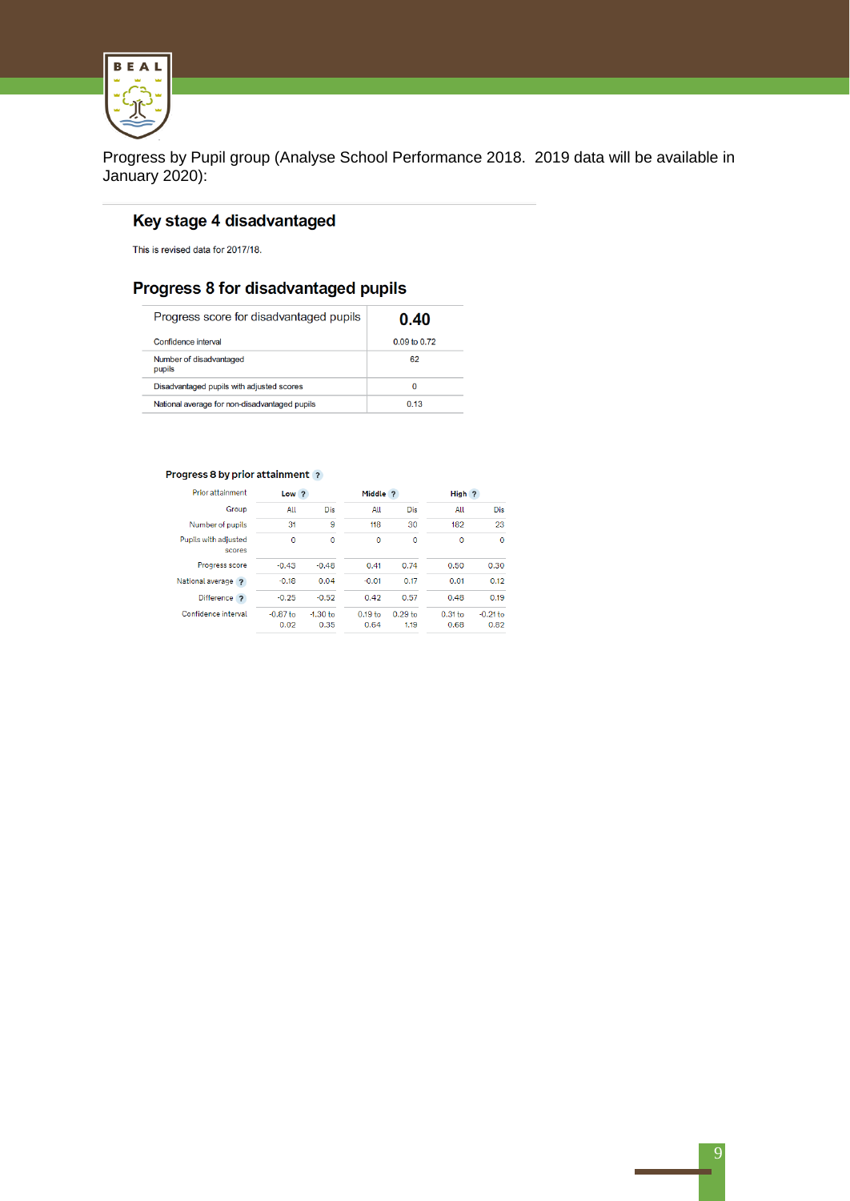Progress by Pupil group (Analyse School Performance 2018. 2019 data will be available in January 2020):

## Key stage 4 disadvantaged

This is revised data for 2017/18.

## Progress 8 for disadvantaged pupils

| Progress score for disadvantaged pupils | 0.40 |
|---|---|
| Confidence interval | 0.09 to 0.72 |
| Number of disadvantaged pupils | 62 |
| Disadvantaged pupils with adjusted scores | 0 |
| National average for non-disadvantaged pupils | 0.13 |

### Progress 8 by prior attainment

| Prior attainment | Low | | Middle | | High | |
|---|---|---|---|---|---|---|
| Group | All | Dis | All | Dis | All | Dis |
| Number of pupils | 31 | 9 | 118 | 30 | 182 | 23 |
| Pupils with adjusted scores | 0 | 0 | 0 | 0 | 0 | 0 |
| Progress score | -0.43 | -0.48 | 0.41 | 0.74 | 0.50 | 0.30 |
| National average | -0.18 | 0.04 | -0.01 | 0.17 | 0.01 | 0.12 |
| Difference | -0.25 | -0.52 | 0.42 | 0.57 | 0.48 | 0.19 |
| Confidence interval | -0.87 to 0.02 | -1.30 to 0.35 | 0.19 to 0.64 | 0.29 to 1.19 | 0.31 to 0.68 | -0.21 to 0.62 |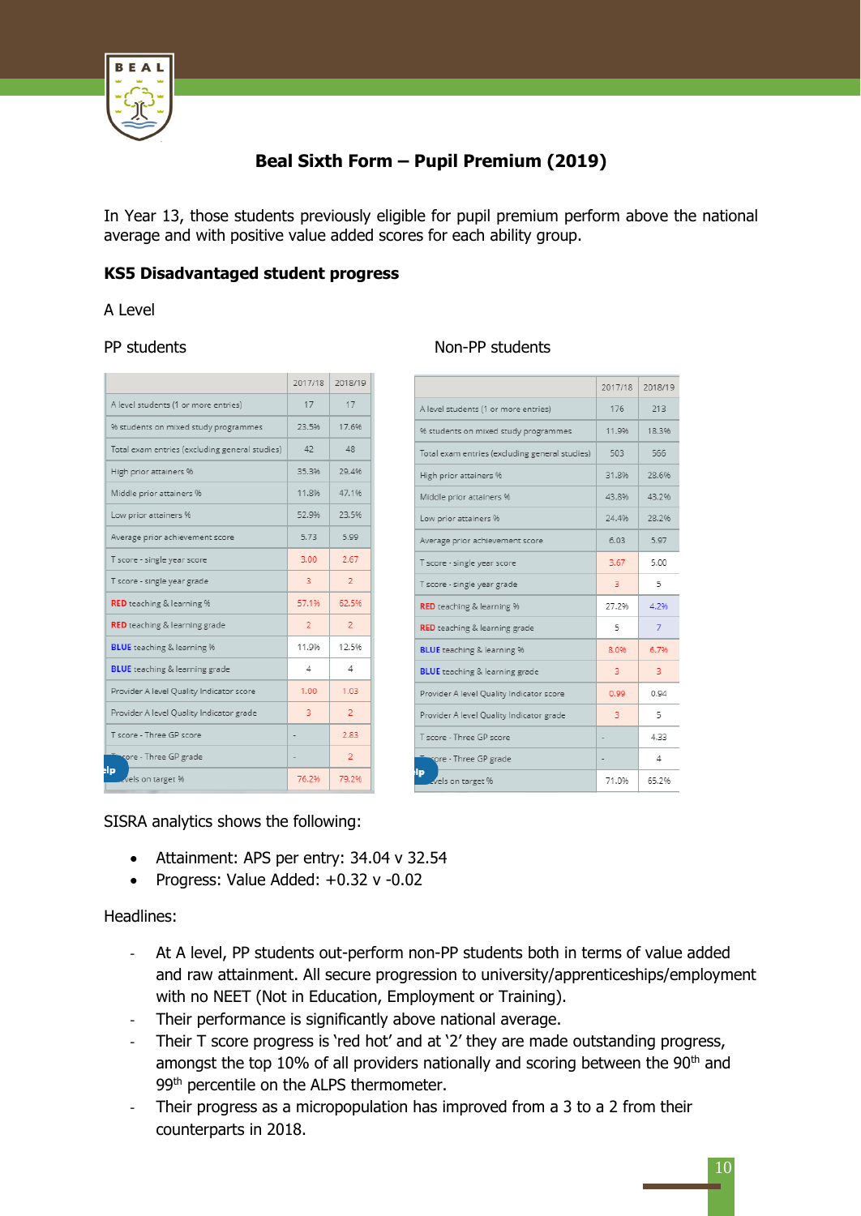## Beal Sixth Form – Pupil Premium (2019)

In Year 13, those students previously eligible for pupil premium perform above the national average and with positive value added scores for each ability group.

### KS5 Disadvantaged student progress

A Level

PP students

| | 2017/18 | 2018/19 |
|---|---|---|
| A level students (1 or more entries) | 17 | 17 |
| % students on mixed study programmes | 23.5% | 17.6% |
| Total exam entries (excluding general studies) | 42 | 48 |
| High prior attainers % | 35.3% | 29.4% |
| Middle prior attainers % | 11.8% | 47.1% |
| Low prior attainers % | 52.9% | 23.5% |
| Average prior achievement score | 5.73 | 5.99 |
| T score - single year score | 3.00 | 2.67 |
| T score - single year grade | 3 | 2 |
| RED teaching & learning % | 57.1% | 62.5% |
| RED teaching & learning grade | 2 | 2 |
| BLUE teaching & learning % | 11.9% | 12.5% |
| BLUE teaching & learning grade | 4 | 4 |
| Provider A level Quality Indicator score | 1.00 | 1.03 |
| Provider A level Quality Indicator grade | 3 | 2 |
| T score - Three GP score | - | 2.83 |
| T score - Three GP grade | - | 2 |
| Levels on target % | 76.2% | 79.2% |

Non-PP students

| | 2017/18 | 2018/19 |
|---|---|---|
| A level students (1 or more entries) | 176 | 213 |
| % students on mixed study programmes | 11.9% | 18.3% |
| Total exam entries (excluding general studies) | 503 | 566 |
| High prior attainers % | 31.8% | 28.6% |
| Middle prior attainers % | 43.8% | 43.2% |
| Low prior attainers % | 24.4% | 28.2% |
| Average prior achievement score | 6.03 | 5.97 |
| T score - single year score | 3.67 | 5.00 |
| T score - single year grade | 3 | 5 |
| RED teaching & learning % | 27.2% | 4.2% |
| RED teaching & learning grade | 5 | 7 |
| BLUE teaching & learning % | 8.0% | 6.7% |
| BLUE teaching & learning grade | 3 | 3 |
| Provider A level Quality Indicator score | 0.99 | 0.94 |
| Provider A level Quality Indicator grade | 3 | 5 |
| T score - Three GP score | - | 4.33 |
| T score - Three GP grade | - | 4 |
| Levels on target % | 71.0% | 65.2% |

SISRA analytics shows the following:

- Attainment: APS per entry: 34.04 v 32.54
- Progress: Value Added: +0.32 v -0.02

Headlines:

- At A level, PP students out-perform non-PP students both in terms of value added and raw attainment. All secure progression to university/apprenticeships/employment with no NEET (Not in Education, Employment or Training).
- Their performance is significantly above national average.
- Their T score progress is 'red hot' and at '2' they are made outstanding progress, amongst the top 10% of all providers nationally and scoring between the 90th and 99th percentile on the ALPS thermometer.
- Their progress as a micropopulation has improved from a 3 to a 2 from their counterparts in 2018.